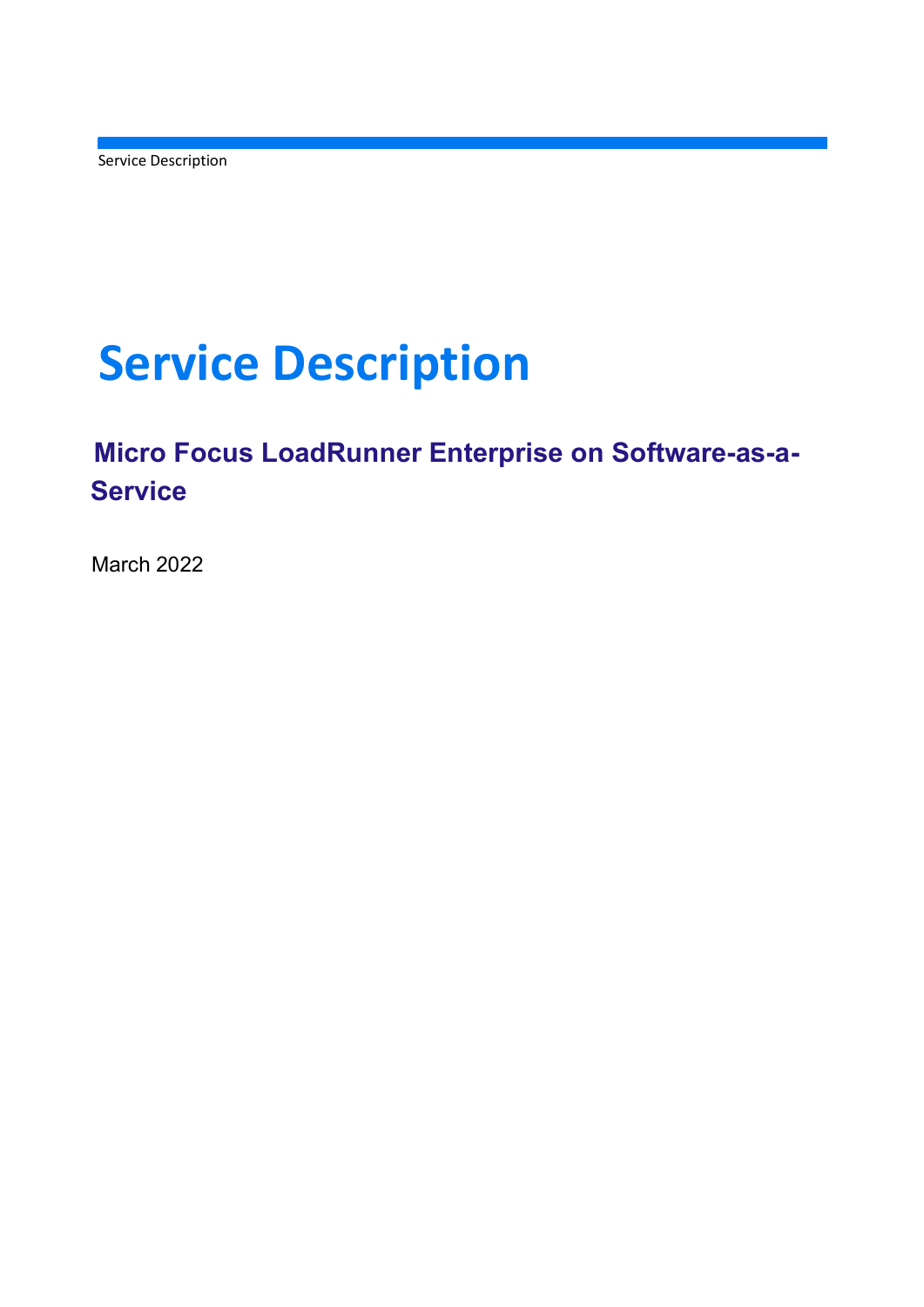# Service Description

## Micro Focus LoadRunner Enterprise on Software-as-a-Service

March 2022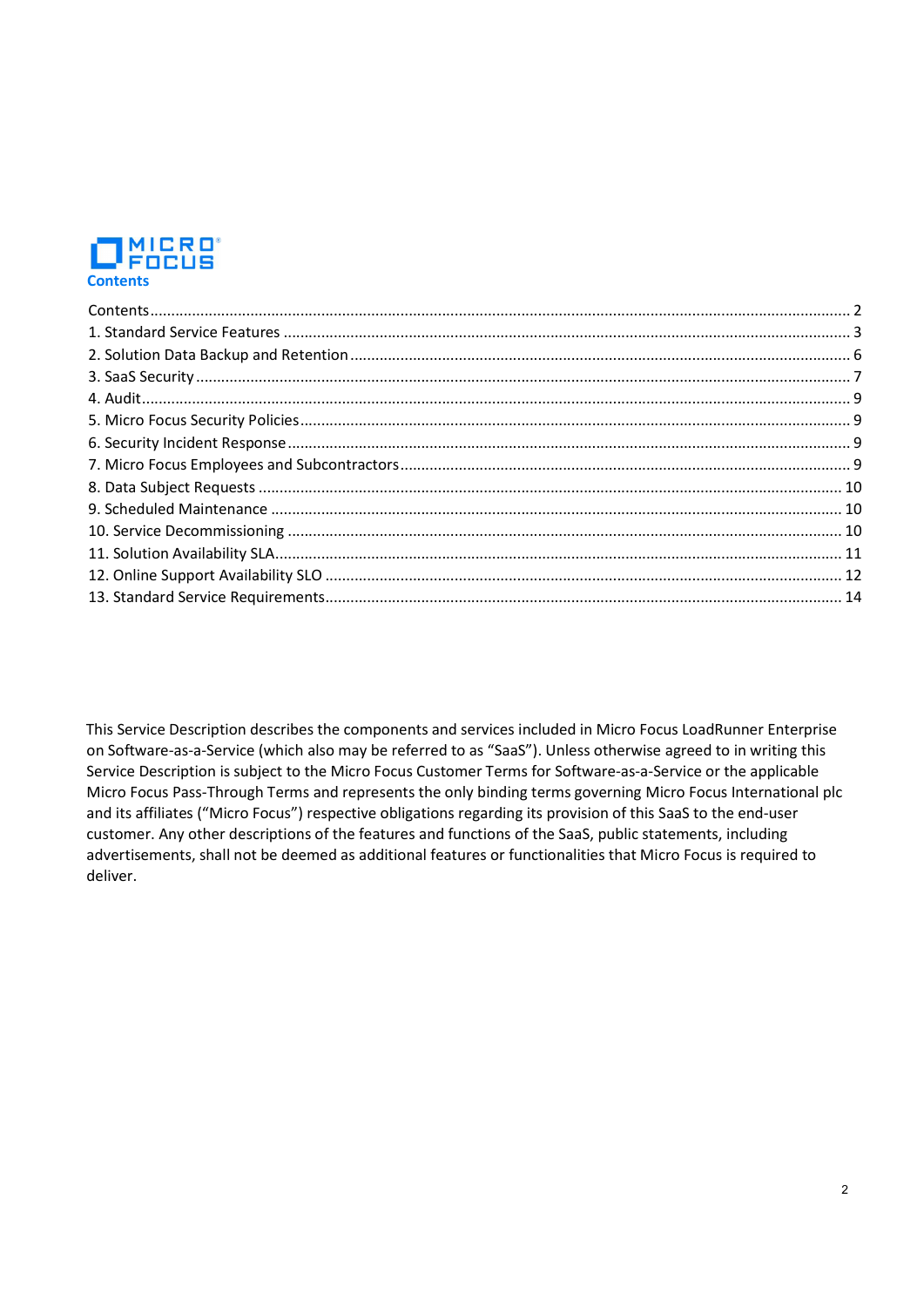## Contents

- Contents ..... 2
- 1. Standard Service Features ..... 3
- 2. Solution Data Backup and Retention ..... 6
- 3. SaaS Security ..... 7
- 4. Audit ..... 9
- 5. Micro Focus Security Policies ..... 9
- 6. Security Incident Response ..... 9
- 7. Micro Focus Employees and Subcontractors ..... 9
- 8. Data Subject Requests ..... 10
- 9. Scheduled Maintenance ..... 10
- 10. Service Decommissioning ..... 10
- 11. Solution Availability SLA ..... 11
- 12. Online Support Availability SLO ..... 12
- 13. Standard Service Requirements ..... 14

This Service Description describes the components and services included in Micro Focus LoadRunner Enterprise on Software-as-a-Service (which also may be referred to as "SaaS"). Unless otherwise agreed to in writing this Service Description is subject to the Micro Focus Customer Terms for Software-as-a-Service or the applicable Micro Focus Pass-Through Terms and represents the only binding terms governing Micro Focus International plc and its affiliates ("Micro Focus") respective obligations regarding its provision of this SaaS to the end-user customer. Any other descriptions of the features and functions of the SaaS, public statements, including advertisements, shall not be deemed as additional features or functionalities that Micro Focus is required to deliver.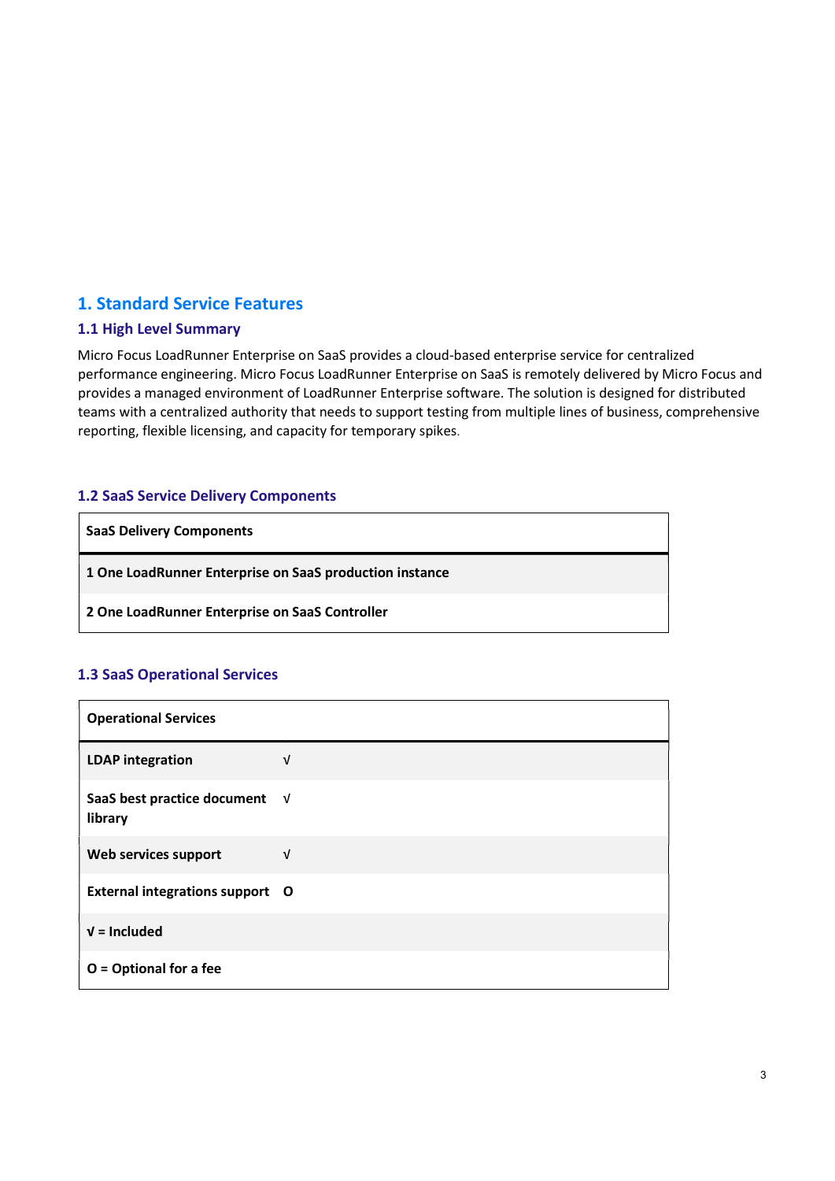# 1. Standard Service Features

## 1.1 High Level Summary

Micro Focus LoadRunner Enterprise on SaaS provides a cloud-based enterprise service for centralized performance engineering. Micro Focus LoadRunner Enterprise on SaaS is remotely delivered by Micro Focus and provides a managed environment of LoadRunner Enterprise software. The solution is designed for distributed teams with a centralized authority that needs to support testing from multiple lines of business, comprehensive reporting, flexible licensing, and capacity for temporary spikes.

## 1.2 SaaS Service Delivery Components

| SaaS Delivery Components |
|---|
| **1 One LoadRunner Enterprise on SaaS production instance** |
| **2 One LoadRunner Enterprise on SaaS Controller** |

## 1.3 SaaS Operational Services

| Operational Services | |
|---|---|
| **LDAP integration** | √ |
| **SaaS best practice document library** | √ |
| **Web services support** | √ |
| **External integrations support** | **O** |
| **√ = Included** | |
| **O = Optional for a fee** | |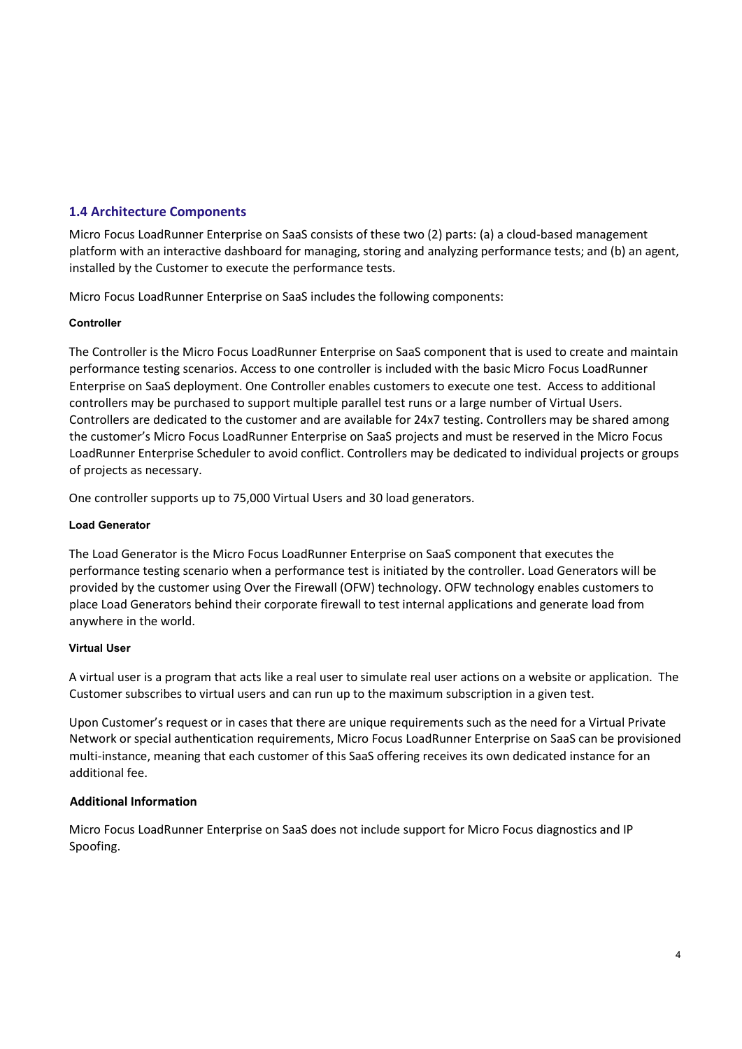## 1.4 Architecture Components

Micro Focus LoadRunner Enterprise on SaaS consists of these two (2) parts: (a) a cloud-based management platform with an interactive dashboard for managing, storing and analyzing performance tests; and (b) an agent, installed by the Customer to execute the performance tests.

Micro Focus LoadRunner Enterprise on SaaS includes the following components:

#### Controller

The Controller is the Micro Focus LoadRunner Enterprise on SaaS component that is used to create and maintain performance testing scenarios. Access to one controller is included with the basic Micro Focus LoadRunner Enterprise on SaaS deployment. One Controller enables customers to execute one test. Access to additional controllers may be purchased to support multiple parallel test runs or a large number of Virtual Users. Controllers are dedicated to the customer and are available for 24x7 testing. Controllers may be shared among the customer's Micro Focus LoadRunner Enterprise on SaaS projects and must be reserved in the Micro Focus LoadRunner Enterprise Scheduler to avoid conflict. Controllers may be dedicated to individual projects or groups of projects as necessary.

One controller supports up to 75,000 Virtual Users and 30 load generators.

#### Load Generator

The Load Generator is the Micro Focus LoadRunner Enterprise on SaaS component that executes the performance testing scenario when a performance test is initiated by the controller. Load Generators will be provided by the customer using Over the Firewall (OFW) technology. OFW technology enables customers to place Load Generators behind their corporate firewall to test internal applications and generate load from anywhere in the world.

#### Virtual User

A virtual user is a program that acts like a real user to simulate real user actions on a website or application. The Customer subscribes to virtual users and can run up to the maximum subscription in a given test.

Upon Customer's request or in cases that there are unique requirements such as the need for a Virtual Private Network or special authentication requirements, Micro Focus LoadRunner Enterprise on SaaS can be provisioned multi-instance, meaning that each customer of this SaaS offering receives its own dedicated instance for an additional fee.

### Additional Information

Micro Focus LoadRunner Enterprise on SaaS does not include support for Micro Focus diagnostics and IP Spoofing.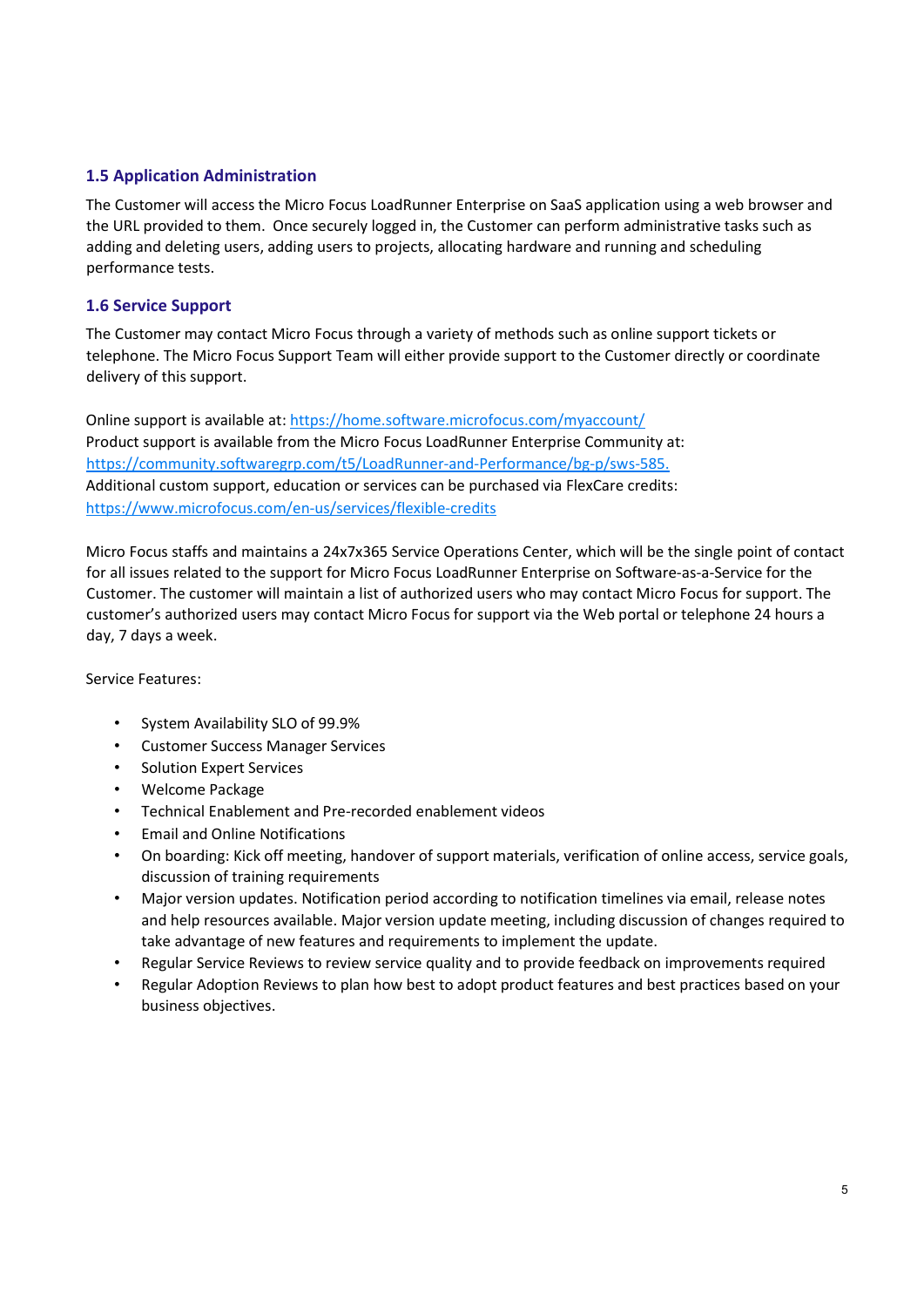### 1.5 Application Administration

The Customer will access the Micro Focus LoadRunner Enterprise on SaaS application using a web browser and the URL provided to them. Once securely logged in, the Customer can perform administrative tasks such as adding and deleting users, adding users to projects, allocating hardware and running and scheduling performance tests.

### 1.6 Service Support

The Customer may contact Micro Focus through a variety of methods such as online support tickets or telephone. The Micro Focus Support Team will either provide support to the Customer directly or coordinate delivery of this support.

Online support is available at: https://home.software.microfocus.com/myaccount/
Product support is available from the Micro Focus LoadRunner Enterprise Community at:
https://community.softwaregrp.com/t5/LoadRunner-and-Performance/bg-p/sws-585.
Additional custom support, education or services can be purchased via FlexCare credits:
https://www.microfocus.com/en-us/services/flexible-credits

Micro Focus staffs and maintains a 24x7x365 Service Operations Center, which will be the single point of contact for all issues related to the support for Micro Focus LoadRunner Enterprise on Software-as-a-Service for the Customer. The customer will maintain a list of authorized users who may contact Micro Focus for support. The customer's authorized users may contact Micro Focus for support via the Web portal or telephone 24 hours a day, 7 days a week.

Service Features:

- System Availability SLO of 99.9%
- Customer Success Manager Services
- Solution Expert Services
- Welcome Package
- Technical Enablement and Pre-recorded enablement videos
- Email and Online Notifications
- On boarding: Kick off meeting, handover of support materials, verification of online access, service goals, discussion of training requirements
- Major version updates. Notification period according to notification timelines via email, release notes and help resources available. Major version update meeting, including discussion of changes required to take advantage of new features and requirements to implement the update.
- Regular Service Reviews to review service quality and to provide feedback on improvements required
- Regular Adoption Reviews to plan how best to adopt product features and best practices based on your business objectives.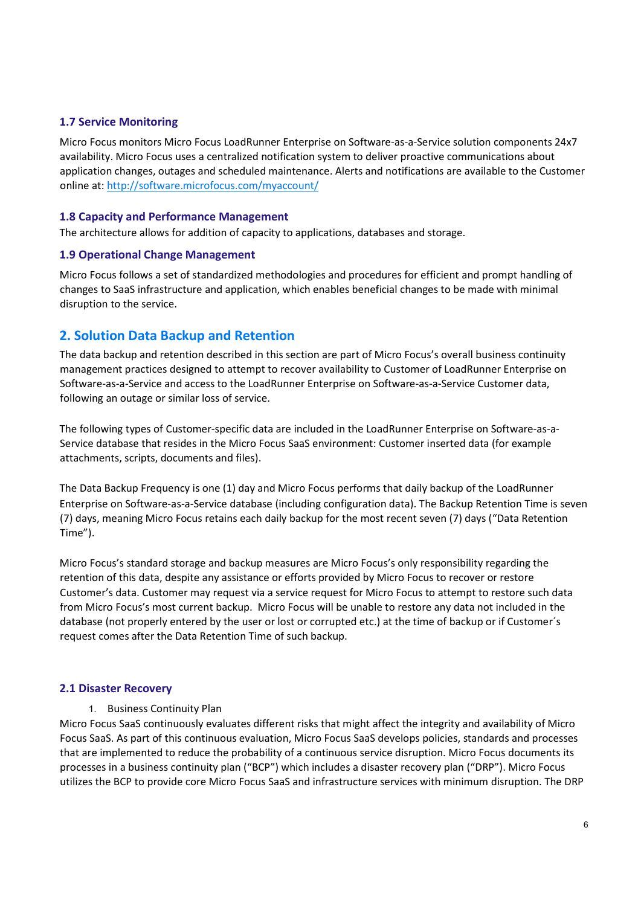### 1.7 Service Monitoring

Micro Focus monitors Micro Focus LoadRunner Enterprise on Software-as-a-Service solution components 24x7 availability. Micro Focus uses a centralized notification system to deliver proactive communications about application changes, outages and scheduled maintenance. Alerts and notifications are available to the Customer online at: [http://software.microfocus.com/myaccount/](http://software.microfocus.com/myaccount/)

### 1.8 Capacity and Performance Management

The architecture allows for addition of capacity to applications, databases and storage.

### 1.9 Operational Change Management

Micro Focus follows a set of standardized methodologies and procedures for efficient and prompt handling of changes to SaaS infrastructure and application, which enables beneficial changes to be made with minimal disruption to the service.

## 2. Solution Data Backup and Retention

The data backup and retention described in this section are part of Micro Focus's overall business continuity management practices designed to attempt to recover availability to Customer of LoadRunner Enterprise on Software-as-a-Service and access to the LoadRunner Enterprise on Software-as-a-Service Customer data, following an outage or similar loss of service.

The following types of Customer-specific data are included in the LoadRunner Enterprise on Software-as-a-Service database that resides in the Micro Focus SaaS environment: Customer inserted data (for example attachments, scripts, documents and files).

The Data Backup Frequency is one (1) day and Micro Focus performs that daily backup of the LoadRunner Enterprise on Software-as-a-Service database (including configuration data). The Backup Retention Time is seven (7) days, meaning Micro Focus retains each daily backup for the most recent seven (7) days ("Data Retention Time").

Micro Focus's standard storage and backup measures are Micro Focus's only responsibility regarding the retention of this data, despite any assistance or efforts provided by Micro Focus to recover or restore Customer's data. Customer may request via a service request for Micro Focus to attempt to restore such data from Micro Focus's most current backup. Micro Focus will be unable to restore any data not included in the database (not properly entered by the user or lost or corrupted etc.) at the time of backup or if Customer´s request comes after the Data Retention Time of such backup.

### 2.1 Disaster Recovery

1. Business Continuity Plan

Micro Focus SaaS continuously evaluates different risks that might affect the integrity and availability of Micro Focus SaaS. As part of this continuous evaluation, Micro Focus SaaS develops policies, standards and processes that are implemented to reduce the probability of a continuous service disruption. Micro Focus documents its processes in a business continuity plan ("BCP") which includes a disaster recovery plan ("DRP"). Micro Focus utilizes the BCP to provide core Micro Focus SaaS and infrastructure services with minimum disruption. The DRP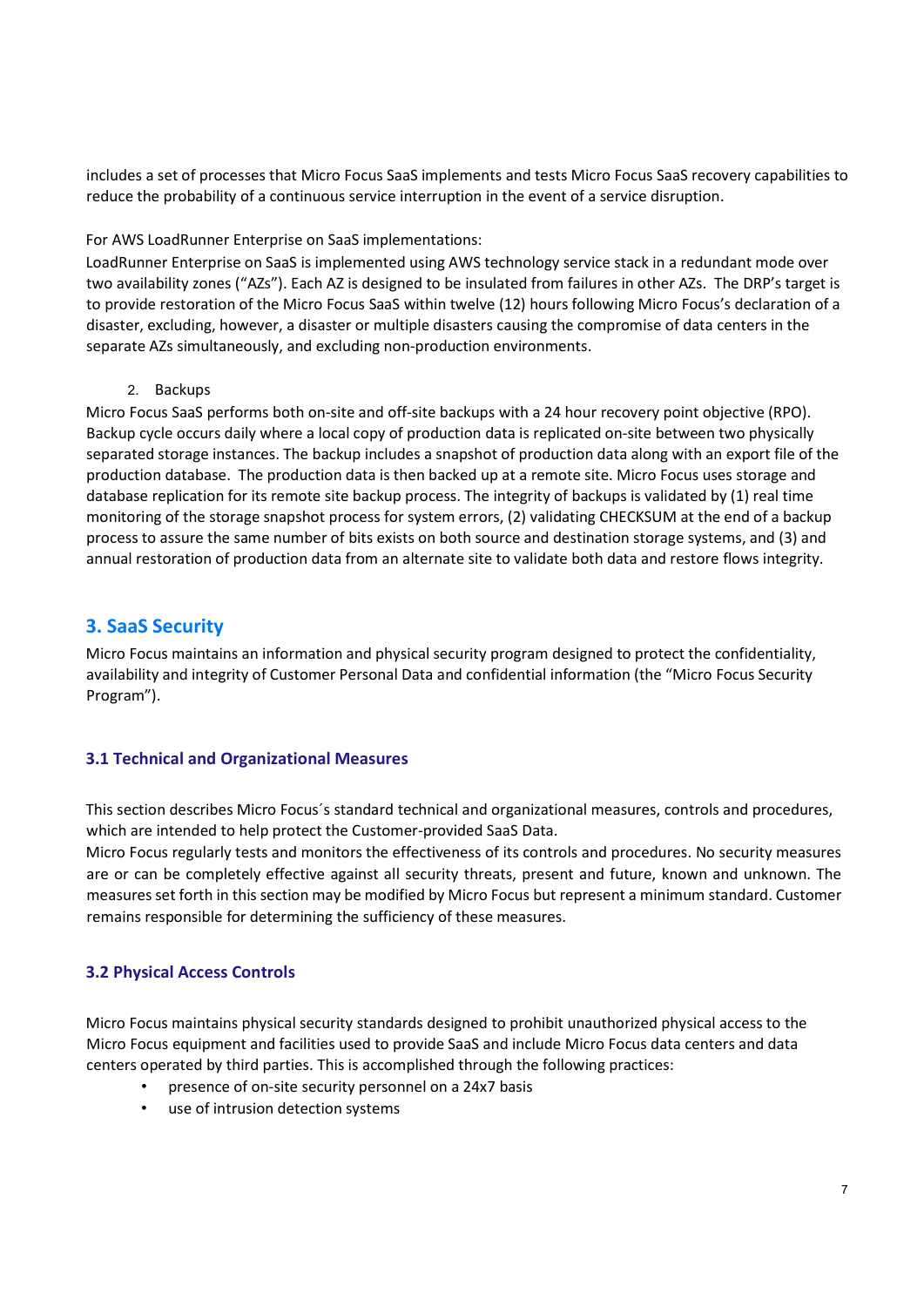includes a set of processes that Micro Focus SaaS implements and tests Micro Focus SaaS recovery capabilities to reduce the probability of a continuous service interruption in the event of a service disruption.

For AWS LoadRunner Enterprise on SaaS implementations:
LoadRunner Enterprise on SaaS is implemented using AWS technology service stack in a redundant mode over two availability zones ("AZs"). Each AZ is designed to be insulated from failures in other AZs. The DRP's target is to provide restoration of the Micro Focus SaaS within twelve (12) hours following Micro Focus's declaration of a disaster, excluding, however, a disaster or multiple disasters causing the compromise of data centers in the separate AZs simultaneously, and excluding non-production environments.

2. Backups

Micro Focus SaaS performs both on-site and off-site backups with a 24 hour recovery point objective (RPO). Backup cycle occurs daily where a local copy of production data is replicated on-site between two physically separated storage instances. The backup includes a snapshot of production data along with an export file of the production database. The production data is then backed up at a remote site. Micro Focus uses storage and database replication for its remote site backup process. The integrity of backups is validated by (1) real time monitoring of the storage snapshot process for system errors, (2) validating CHECKSUM at the end of a backup process to assure the same number of bits exists on both source and destination storage systems, and (3) and annual restoration of production data from an alternate site to validate both data and restore flows integrity.

## 3. SaaS Security

Micro Focus maintains an information and physical security program designed to protect the confidentiality, availability and integrity of Customer Personal Data and confidential information (the "Micro Focus Security Program").

### 3.1 Technical and Organizational Measures

This section describes Micro Focus´s standard technical and organizational measures, controls and procedures, which are intended to help protect the Customer-provided SaaS Data.
Micro Focus regularly tests and monitors the effectiveness of its controls and procedures. No security measures are or can be completely effective against all security threats, present and future, known and unknown. The measures set forth in this section may be modified by Micro Focus but represent a minimum standard. Customer remains responsible for determining the sufficiency of these measures.

### 3.2 Physical Access Controls

Micro Focus maintains physical security standards designed to prohibit unauthorized physical access to the Micro Focus equipment and facilities used to provide SaaS and include Micro Focus data centers and data centers operated by third parties. This is accomplished through the following practices:

- presence of on-site security personnel on a 24x7 basis
- use of intrusion detection systems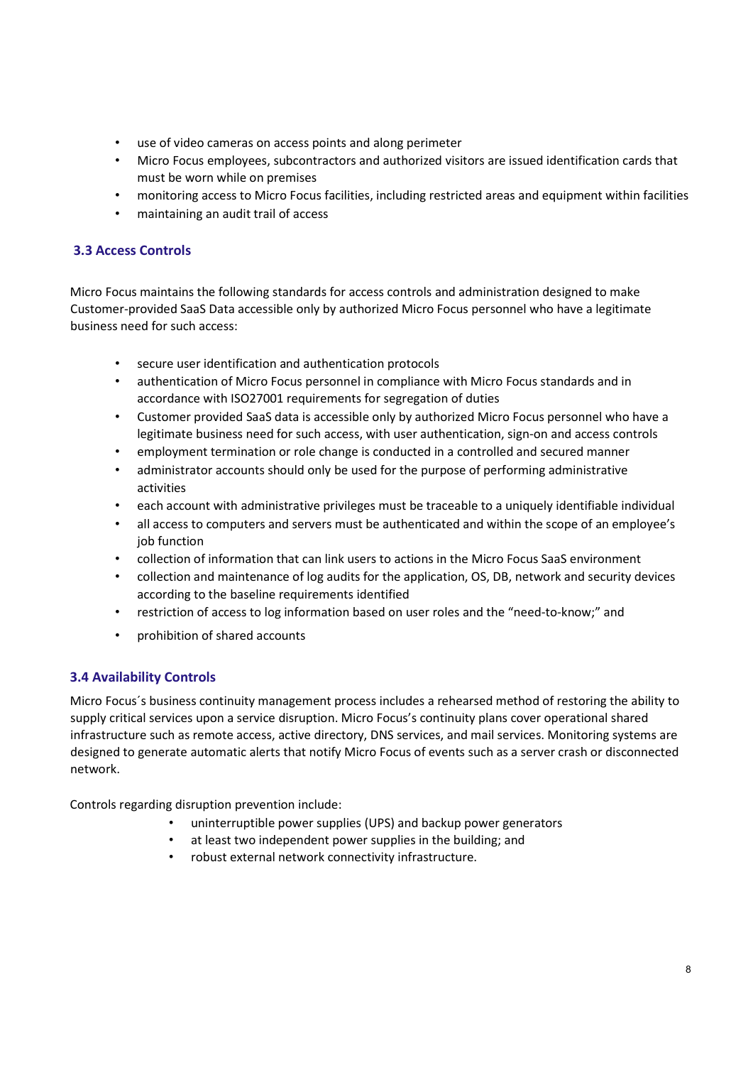- use of video cameras on access points and along perimeter
- Micro Focus employees, subcontractors and authorized visitors are issued identification cards that must be worn while on premises
- monitoring access to Micro Focus facilities, including restricted areas and equipment within facilities
- maintaining an audit trail of access

### 3.3 Access Controls

Micro Focus maintains the following standards for access controls and administration designed to make Customer-provided SaaS Data accessible only by authorized Micro Focus personnel who have a legitimate business need for such access:

- secure user identification and authentication protocols
- authentication of Micro Focus personnel in compliance with Micro Focus standards and in accordance with ISO27001 requirements for segregation of duties
- Customer provided SaaS data is accessible only by authorized Micro Focus personnel who have a legitimate business need for such access, with user authentication, sign-on and access controls
- employment termination or role change is conducted in a controlled and secured manner
- administrator accounts should only be used for the purpose of performing administrative activities
- each account with administrative privileges must be traceable to a uniquely identifiable individual
- all access to computers and servers must be authenticated and within the scope of an employee's job function
- collection of information that can link users to actions in the Micro Focus SaaS environment
- collection and maintenance of log audits for the application, OS, DB, network and security devices according to the baseline requirements identified
- restriction of access to log information based on user roles and the "need-to-know;" and
- prohibition of shared accounts

### 3.4 Availability Controls

Micro Focus´s business continuity management process includes a rehearsed method of restoring the ability to supply critical services upon a service disruption. Micro Focus's continuity plans cover operational shared infrastructure such as remote access, active directory, DNS services, and mail services. Monitoring systems are designed to generate automatic alerts that notify Micro Focus of events such as a server crash or disconnected network.

Controls regarding disruption prevention include:

- uninterruptible power supplies (UPS) and backup power generators
- at least two independent power supplies in the building; and
- robust external network connectivity infrastructure.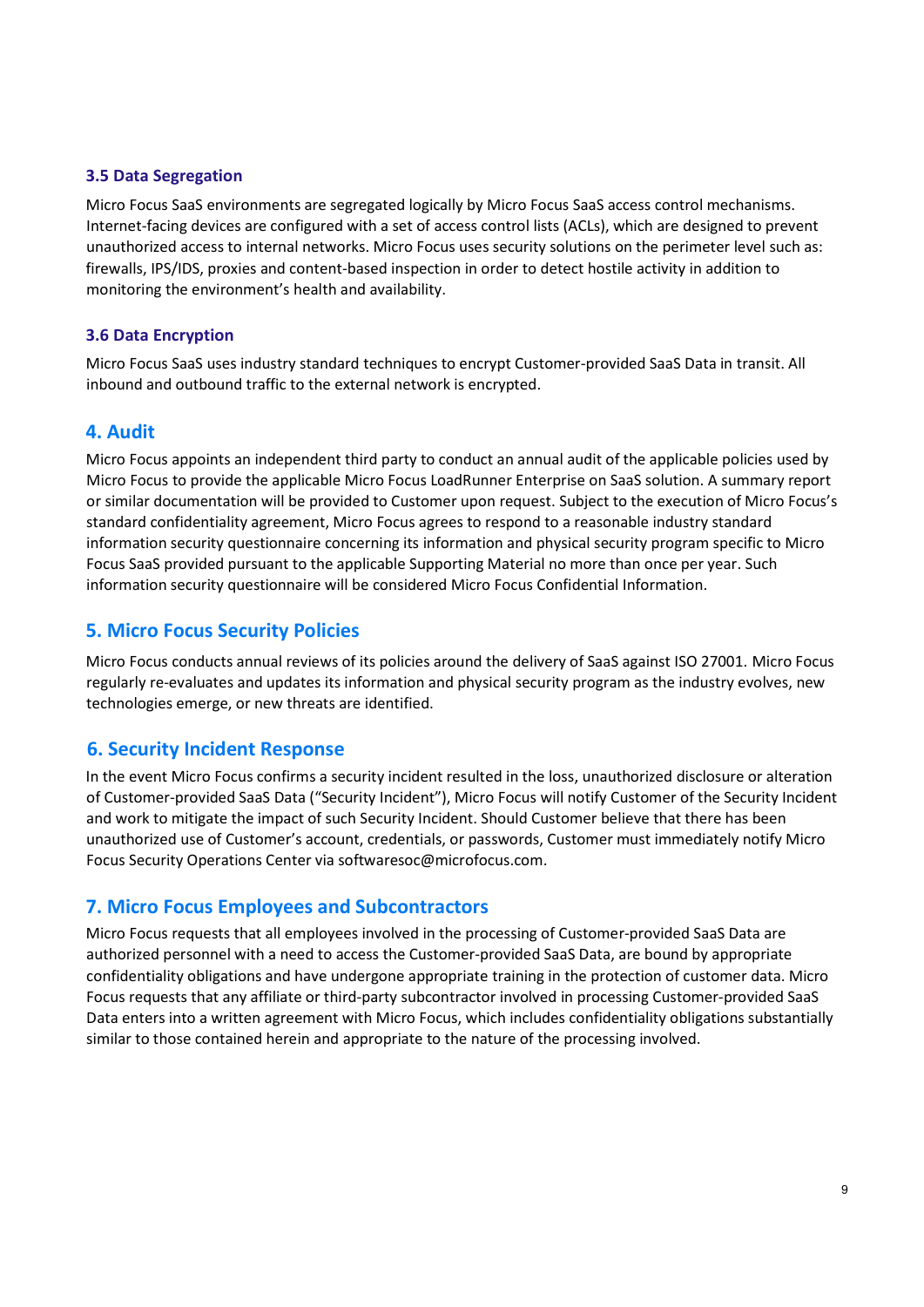### 3.5 Data Segregation

Micro Focus SaaS environments are segregated logically by Micro Focus SaaS access control mechanisms. Internet-facing devices are configured with a set of access control lists (ACLs), which are designed to prevent unauthorized access to internal networks. Micro Focus uses security solutions on the perimeter level such as: firewalls, IPS/IDS, proxies and content-based inspection in order to detect hostile activity in addition to monitoring the environment's health and availability.

### 3.6 Data Encryption

Micro Focus SaaS uses industry standard techniques to encrypt Customer-provided SaaS Data in transit. All inbound and outbound traffic to the external network is encrypted.

## 4. Audit

Micro Focus appoints an independent third party to conduct an annual audit of the applicable policies used by Micro Focus to provide the applicable Micro Focus LoadRunner Enterprise on SaaS solution. A summary report or similar documentation will be provided to Customer upon request. Subject to the execution of Micro Focus's standard confidentiality agreement, Micro Focus agrees to respond to a reasonable industry standard information security questionnaire concerning its information and physical security program specific to Micro Focus SaaS provided pursuant to the applicable Supporting Material no more than once per year. Such information security questionnaire will be considered Micro Focus Confidential Information.

## 5. Micro Focus Security Policies

Micro Focus conducts annual reviews of its policies around the delivery of SaaS against ISO 27001. Micro Focus regularly re-evaluates and updates its information and physical security program as the industry evolves, new technologies emerge, or new threats are identified.

## 6. Security Incident Response

In the event Micro Focus confirms a security incident resulted in the loss, unauthorized disclosure or alteration of Customer-provided SaaS Data ("Security Incident"), Micro Focus will notify Customer of the Security Incident and work to mitigate the impact of such Security Incident. Should Customer believe that there has been unauthorized use of Customer's account, credentials, or passwords, Customer must immediately notify Micro Focus Security Operations Center via softwaresoc@microfocus.com.

## 7. Micro Focus Employees and Subcontractors

Micro Focus requests that all employees involved in the processing of Customer-provided SaaS Data are authorized personnel with a need to access the Customer-provided SaaS Data, are bound by appropriate confidentiality obligations and have undergone appropriate training in the protection of customer data. Micro Focus requests that any affiliate or third-party subcontractor involved in processing Customer-provided SaaS Data enters into a written agreement with Micro Focus, which includes confidentiality obligations substantially similar to those contained herein and appropriate to the nature of the processing involved.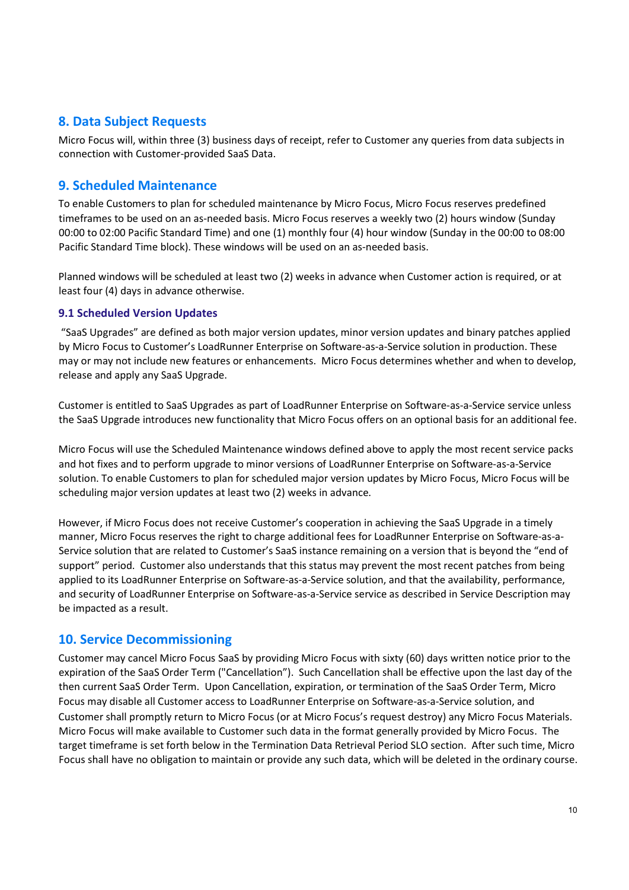## 8. Data Subject Requests

Micro Focus will, within three (3) business days of receipt, refer to Customer any queries from data subjects in connection with Customer-provided SaaS Data.

## 9. Scheduled Maintenance

To enable Customers to plan for scheduled maintenance by Micro Focus, Micro Focus reserves predefined timeframes to be used on an as-needed basis. Micro Focus reserves a weekly two (2) hours window (Sunday 00:00 to 02:00 Pacific Standard Time) and one (1) monthly four (4) hour window (Sunday in the 00:00 to 08:00 Pacific Standard Time block). These windows will be used on an as-needed basis.

Planned windows will be scheduled at least two (2) weeks in advance when Customer action is required, or at least four (4) days in advance otherwise.

### 9.1 Scheduled Version Updates

"SaaS Upgrades" are defined as both major version updates, minor version updates and binary patches applied by Micro Focus to Customer's LoadRunner Enterprise on Software-as-a-Service solution in production. These may or may not include new features or enhancements. Micro Focus determines whether and when to develop, release and apply any SaaS Upgrade.

Customer is entitled to SaaS Upgrades as part of LoadRunner Enterprise on Software-as-a-Service service unless the SaaS Upgrade introduces new functionality that Micro Focus offers on an optional basis for an additional fee.

Micro Focus will use the Scheduled Maintenance windows defined above to apply the most recent service packs and hot fixes and to perform upgrade to minor versions of LoadRunner Enterprise on Software-as-a-Service solution. To enable Customers to plan for scheduled major version updates by Micro Focus, Micro Focus will be scheduling major version updates at least two (2) weeks in advance.

However, if Micro Focus does not receive Customer's cooperation in achieving the SaaS Upgrade in a timely manner, Micro Focus reserves the right to charge additional fees for LoadRunner Enterprise on Software-as-a-Service solution that are related to Customer's SaaS instance remaining on a version that is beyond the "end of support" period. Customer also understands that this status may prevent the most recent patches from being applied to its LoadRunner Enterprise on Software-as-a-Service solution, and that the availability, performance, and security of LoadRunner Enterprise on Software-as-a-Service service as described in Service Description may be impacted as a result.

## 10. Service Decommissioning

Customer may cancel Micro Focus SaaS by providing Micro Focus with sixty (60) days written notice prior to the expiration of the SaaS Order Term ("Cancellation"). Such Cancellation shall be effective upon the last day of the then current SaaS Order Term. Upon Cancellation, expiration, or termination of the SaaS Order Term, Micro Focus may disable all Customer access to LoadRunner Enterprise on Software-as-a-Service solution, and Customer shall promptly return to Micro Focus (or at Micro Focus's request destroy) any Micro Focus Materials. Micro Focus will make available to Customer such data in the format generally provided by Micro Focus. The target timeframe is set forth below in the Termination Data Retrieval Period SLO section. After such time, Micro Focus shall have no obligation to maintain or provide any such data, which will be deleted in the ordinary course.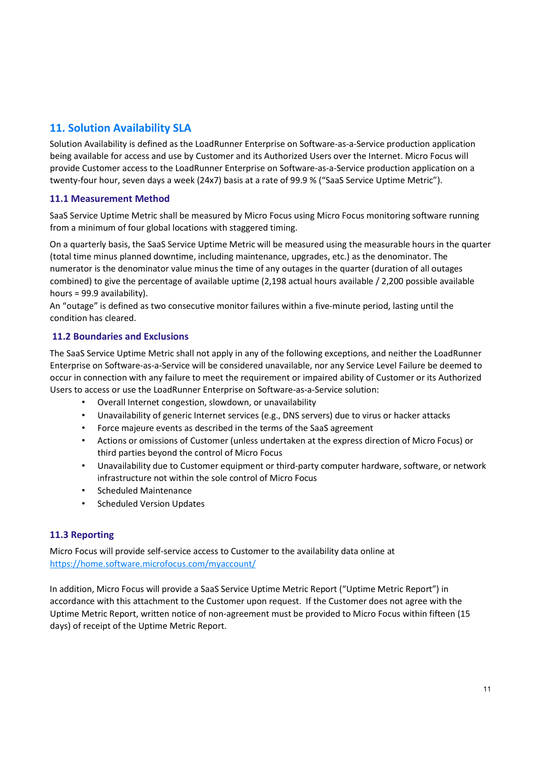## 11. Solution Availability SLA

Solution Availability is defined as the LoadRunner Enterprise on Software-as-a-Service production application being available for access and use by Customer and its Authorized Users over the Internet. Micro Focus will provide Customer access to the LoadRunner Enterprise on Software-as-a-Service production application on a twenty-four hour, seven days a week (24x7) basis at a rate of 99.9 % ("SaaS Service Uptime Metric").

### 11.1 Measurement Method

SaaS Service Uptime Metric shall be measured by Micro Focus using Micro Focus monitoring software running from a minimum of four global locations with staggered timing.

On a quarterly basis, the SaaS Service Uptime Metric will be measured using the measurable hours in the quarter (total time minus planned downtime, including maintenance, upgrades, etc.) as the denominator. The numerator is the denominator value minus the time of any outages in the quarter (duration of all outages combined) to give the percentage of available uptime (2,198 actual hours available / 2,200 possible available hours = 99.9 availability).

An "outage" is defined as two consecutive monitor failures within a five-minute period, lasting until the condition has cleared.

### 11.2 Boundaries and Exclusions

The SaaS Service Uptime Metric shall not apply in any of the following exceptions, and neither the LoadRunner Enterprise on Software-as-a-Service will be considered unavailable, nor any Service Level Failure be deemed to occur in connection with any failure to meet the requirement or impaired ability of Customer or its Authorized Users to access or use the LoadRunner Enterprise on Software-as-a-Service solution:

- Overall Internet congestion, slowdown, or unavailability
- Unavailability of generic Internet services (e.g., DNS servers) due to virus or hacker attacks
- Force majeure events as described in the terms of the SaaS agreement
- Actions or omissions of Customer (unless undertaken at the express direction of Micro Focus) or third parties beyond the control of Micro Focus
- Unavailability due to Customer equipment or third-party computer hardware, software, or network infrastructure not within the sole control of Micro Focus
- Scheduled Maintenance
- Scheduled Version Updates

### 11.3 Reporting

Micro Focus will provide self-service access to Customer to the availability data online at https://home.software.microfocus.com/myaccount/

In addition, Micro Focus will provide a SaaS Service Uptime Metric Report ("Uptime Metric Report") in accordance with this attachment to the Customer upon request. If the Customer does not agree with the Uptime Metric Report, written notice of non-agreement must be provided to Micro Focus within fifteen (15 days) of receipt of the Uptime Metric Report.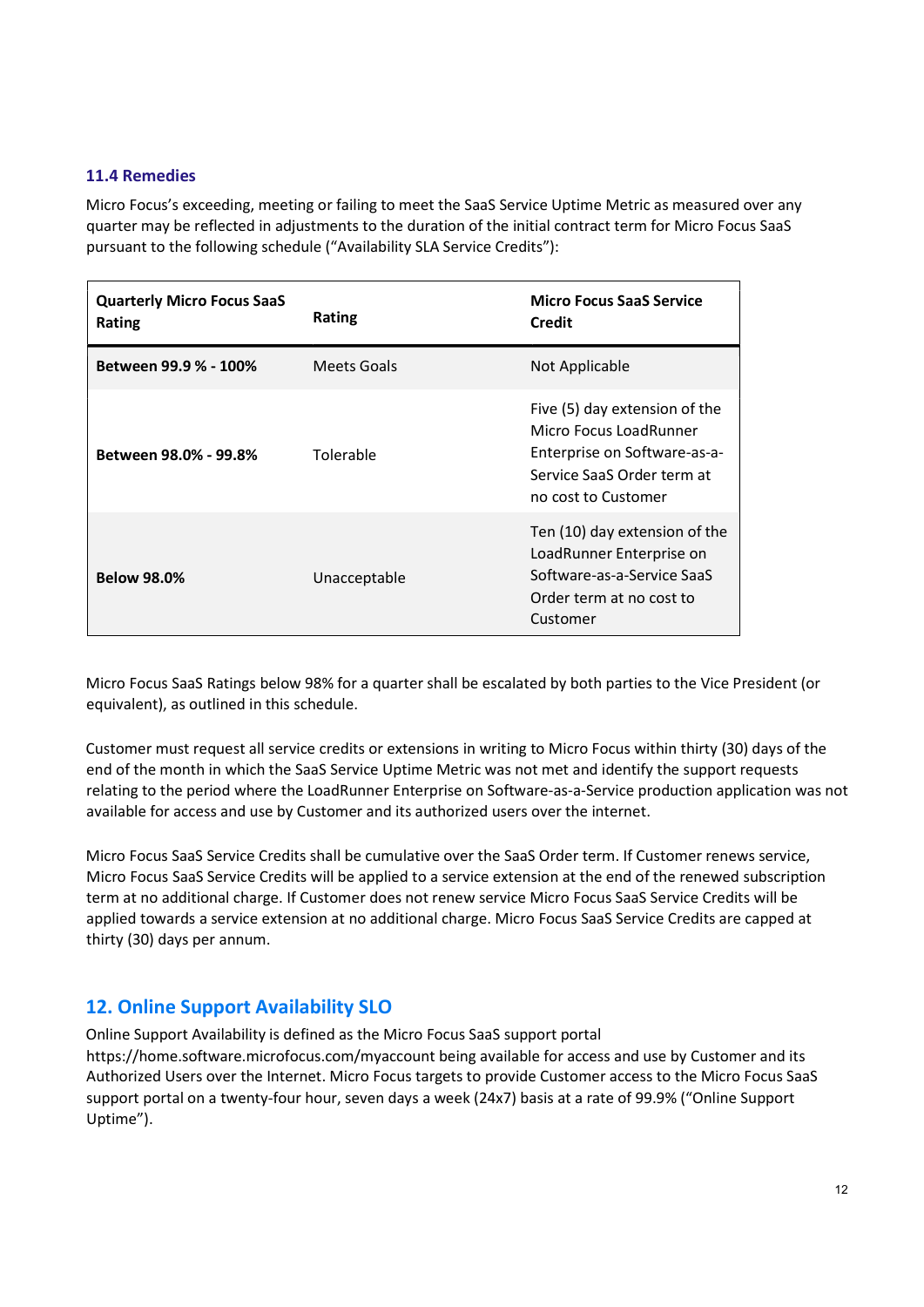### 11.4 Remedies

Micro Focus's exceeding, meeting or failing to meet the SaaS Service Uptime Metric as measured over any quarter may be reflected in adjustments to the duration of the initial contract term for Micro Focus SaaS pursuant to the following schedule ("Availability SLA Service Credits"):

| Quarterly Micro Focus SaaS Rating | Rating | Micro Focus SaaS Service Credit |
|---|---|---|
| **Between 99.9 % - 100%** | Meets Goals | Not Applicable |
| **Between 98.0% - 99.8%** | Tolerable | Five (5) day extension of the Micro Focus LoadRunner Enterprise on Software-as-a-Service SaaS Order term at no cost to Customer |
| **Below 98.0%** | Unacceptable | Ten (10) day extension of the LoadRunner Enterprise on Software-as-a-Service SaaS Order term at no cost to Customer |

Micro Focus SaaS Ratings below 98% for a quarter shall be escalated by both parties to the Vice President (or equivalent), as outlined in this schedule.

Customer must request all service credits or extensions in writing to Micro Focus within thirty (30) days of the end of the month in which the SaaS Service Uptime Metric was not met and identify the support requests relating to the period where the LoadRunner Enterprise on Software-as-a-Service production application was not available for access and use by Customer and its authorized users over the internet.

Micro Focus SaaS Service Credits shall be cumulative over the SaaS Order term. If Customer renews service, Micro Focus SaaS Service Credits will be applied to a service extension at the end of the renewed subscription term at no additional charge. If Customer does not renew service Micro Focus SaaS Service Credits will be applied towards a service extension at no additional charge. Micro Focus SaaS Service Credits are capped at thirty (30) days per annum.

## 12. Online Support Availability SLO

Online Support Availability is defined as the Micro Focus SaaS support portal https://home.software.microfocus.com/myaccount being available for access and use by Customer and its Authorized Users over the Internet. Micro Focus targets to provide Customer access to the Micro Focus SaaS support portal on a twenty-four hour, seven days a week (24x7) basis at a rate of 99.9% ("Online Support Uptime").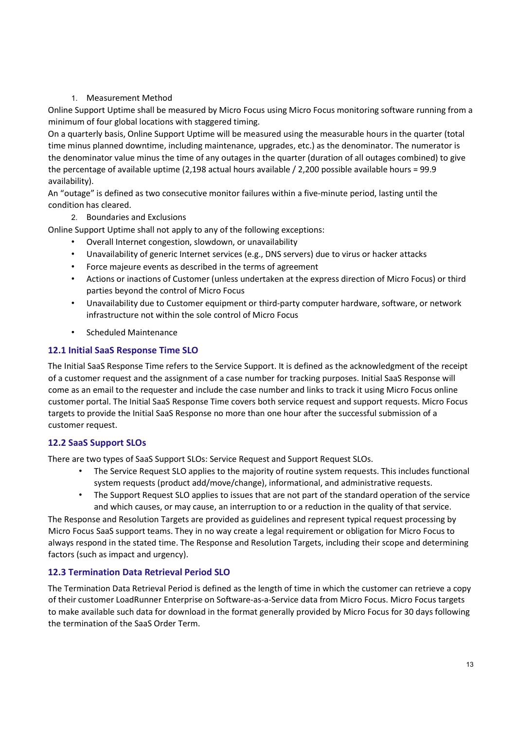1. Measurement Method

Online Support Uptime shall be measured by Micro Focus using Micro Focus monitoring software running from a minimum of four global locations with staggered timing.

On a quarterly basis, Online Support Uptime will be measured using the measurable hours in the quarter (total time minus planned downtime, including maintenance, upgrades, etc.) as the denominator. The numerator is the denominator value minus the time of any outages in the quarter (duration of all outages combined) to give the percentage of available uptime (2,198 actual hours available / 2,200 possible available hours = 99.9 availability).

An "outage" is defined as two consecutive monitor failures within a five-minute period, lasting until the condition has cleared.

2. Boundaries and Exclusions

Online Support Uptime shall not apply to any of the following exceptions:

- Overall Internet congestion, slowdown, or unavailability
- Unavailability of generic Internet services (e.g., DNS servers) due to virus or hacker attacks
- Force majeure events as described in the terms of agreement
- Actions or inactions of Customer (unless undertaken at the express direction of Micro Focus) or third parties beyond the control of Micro Focus
- Unavailability due to Customer equipment or third-party computer hardware, software, or network infrastructure not within the sole control of Micro Focus
- Scheduled Maintenance

### 12.1 Initial SaaS Response Time SLO

The Initial SaaS Response Time refers to the Service Support. It is defined as the acknowledgment of the receipt of a customer request and the assignment of a case number for tracking purposes. Initial SaaS Response will come as an email to the requester and include the case number and links to track it using Micro Focus online customer portal. The Initial SaaS Response Time covers both service request and support requests. Micro Focus targets to provide the Initial SaaS Response no more than one hour after the successful submission of a customer request.

### 12.2 SaaS Support SLOs

There are two types of SaaS Support SLOs: Service Request and Support Request SLOs.

- The Service Request SLO applies to the majority of routine system requests. This includes functional system requests (product add/move/change), informational, and administrative requests.
- The Support Request SLO applies to issues that are not part of the standard operation of the service and which causes, or may cause, an interruption to or a reduction in the quality of that service.

The Response and Resolution Targets are provided as guidelines and represent typical request processing by Micro Focus SaaS support teams. They in no way create a legal requirement or obligation for Micro Focus to always respond in the stated time. The Response and Resolution Targets, including their scope and determining factors (such as impact and urgency).

### 12.3 Termination Data Retrieval Period SLO

The Termination Data Retrieval Period is defined as the length of time in which the customer can retrieve a copy of their customer LoadRunner Enterprise on Software-as-a-Service data from Micro Focus. Micro Focus targets to make available such data for download in the format generally provided by Micro Focus for 30 days following the termination of the SaaS Order Term.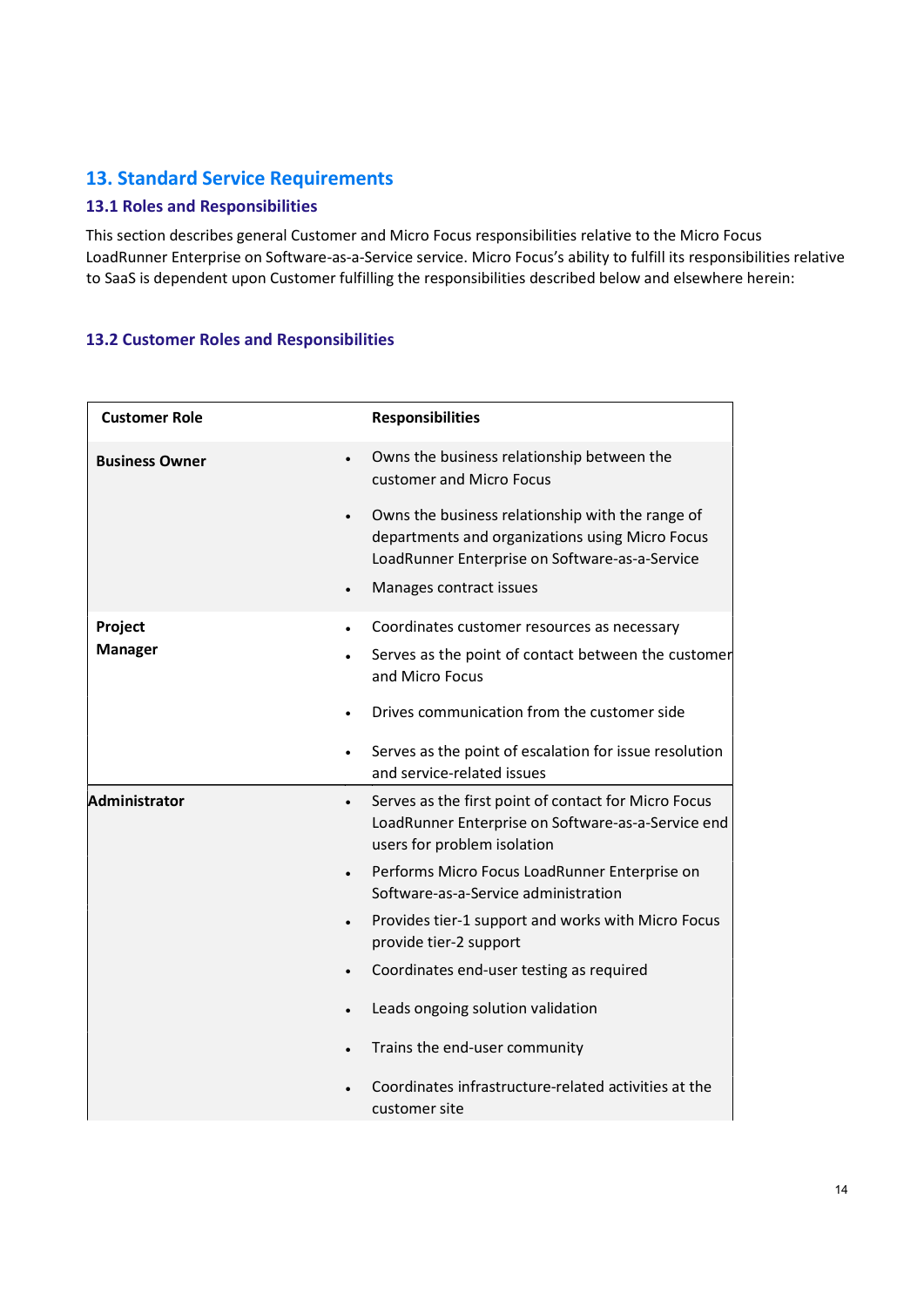## 13. Standard Service Requirements

### 13.1 Roles and Responsibilities

This section describes general Customer and Micro Focus responsibilities relative to the Micro Focus LoadRunner Enterprise on Software-as-a-Service service. Micro Focus's ability to fulfill its responsibilities relative to SaaS is dependent upon Customer fulfilling the responsibilities described below and elsewhere herein:

### 13.2 Customer Roles and Responsibilities

| Customer Role | Responsibilities |
| --- | --- |
| **Business Owner** | • Owns the business relationship between the customer and Micro Focus<br>• Owns the business relationship with the range of departments and organizations using Micro Focus LoadRunner Enterprise on Software-as-a-Service<br>• Manages contract issues |
| **Project Manager** | • Coordinates customer resources as necessary<br>• Serves as the point of contact between the customer and Micro Focus<br>• Drives communication from the customer side<br>• Serves as the point of escalation for issue resolution and service-related issues |
| **Administrator** | • Serves as the first point of contact for Micro Focus LoadRunner Enterprise on Software-as-a-Service end users for problem isolation<br>• Performs Micro Focus LoadRunner Enterprise on Software-as-a-Service administration<br>• Provides tier-1 support and works with Micro Focus provide tier-2 support<br>• Coordinates end-user testing as required<br>• Leads ongoing solution validation<br>• Trains the end-user community<br>• Coordinates infrastructure-related activities at the customer site |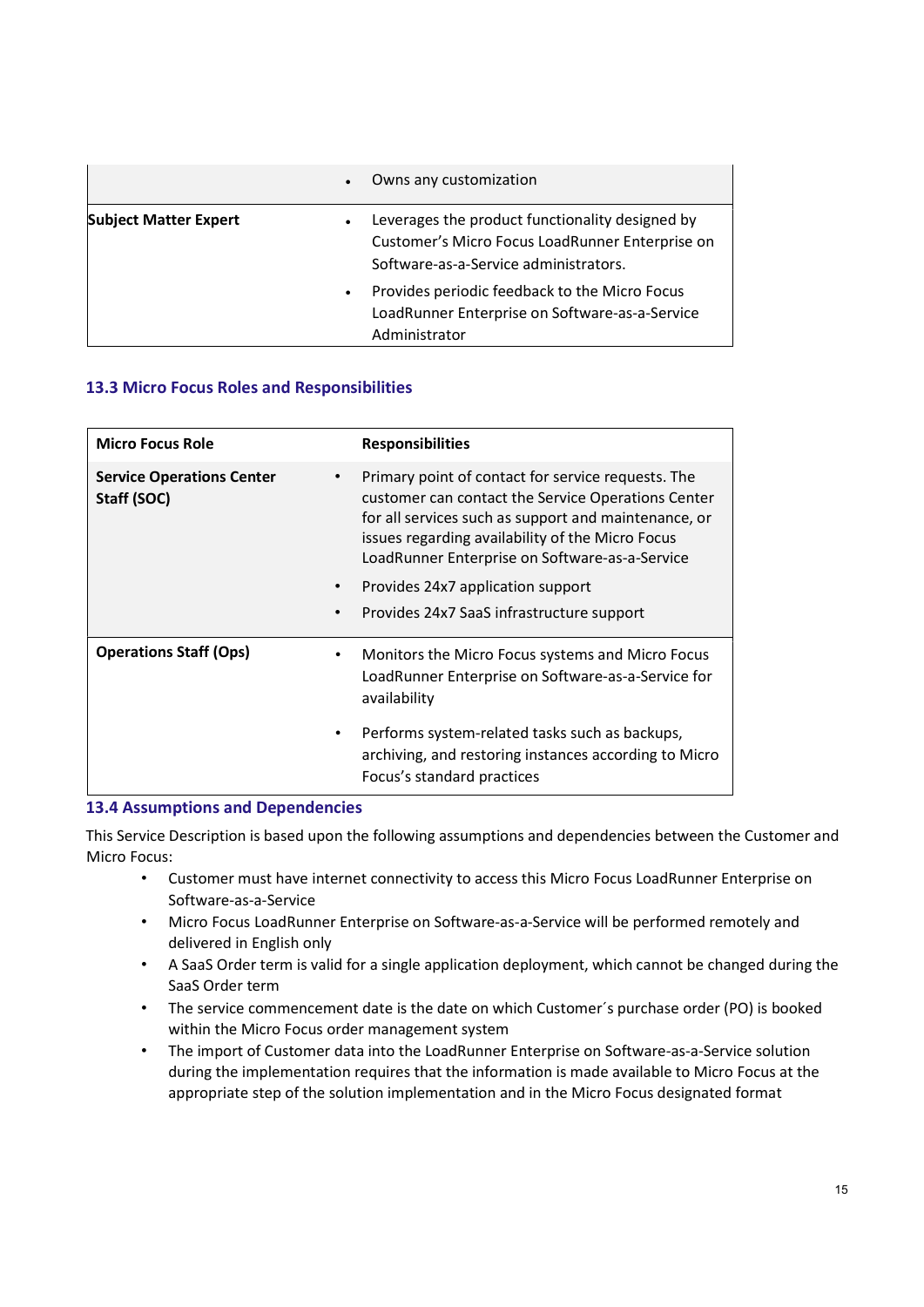| | |
|---|---|
| | • Owns any customization |
| **Subject Matter Expert** | • Leverages the product functionality designed by Customer's Micro Focus LoadRunner Enterprise on Software-as-a-Service administrators.<br>• Provides periodic feedback to the Micro Focus LoadRunner Enterprise on Software-as-a-Service Administrator |

### 13.3 Micro Focus Roles and Responsibilities

| Micro Focus Role | Responsibilities |
|---|---|
| **Service Operations Center Staff (SOC)** | • Primary point of contact for service requests. The customer can contact the Service Operations Center for all services such as support and maintenance, or issues regarding availability of the Micro Focus LoadRunner Enterprise on Software-as-a-Service<br>• Provides 24x7 application support<br>• Provides 24x7 SaaS infrastructure support |
| **Operations Staff (Ops)** | • Monitors the Micro Focus systems and Micro Focus LoadRunner Enterprise on Software-as-a-Service for availability<br>• Performs system-related tasks such as backups, archiving, and restoring instances according to Micro Focus's standard practices |

### 13.4 Assumptions and Dependencies

This Service Description is based upon the following assumptions and dependencies between the Customer and Micro Focus:

- Customer must have internet connectivity to access this Micro Focus LoadRunner Enterprise on Software-as-a-Service
- Micro Focus LoadRunner Enterprise on Software-as-a-Service will be performed remotely and delivered in English only
- A SaaS Order term is valid for a single application deployment, which cannot be changed during the SaaS Order term
- The service commencement date is the date on which Customer´s purchase order (PO) is booked within the Micro Focus order management system
- The import of Customer data into the LoadRunner Enterprise on Software-as-a-Service solution during the implementation requires that the information is made available to Micro Focus at the appropriate step of the solution implementation and in the Micro Focus designated format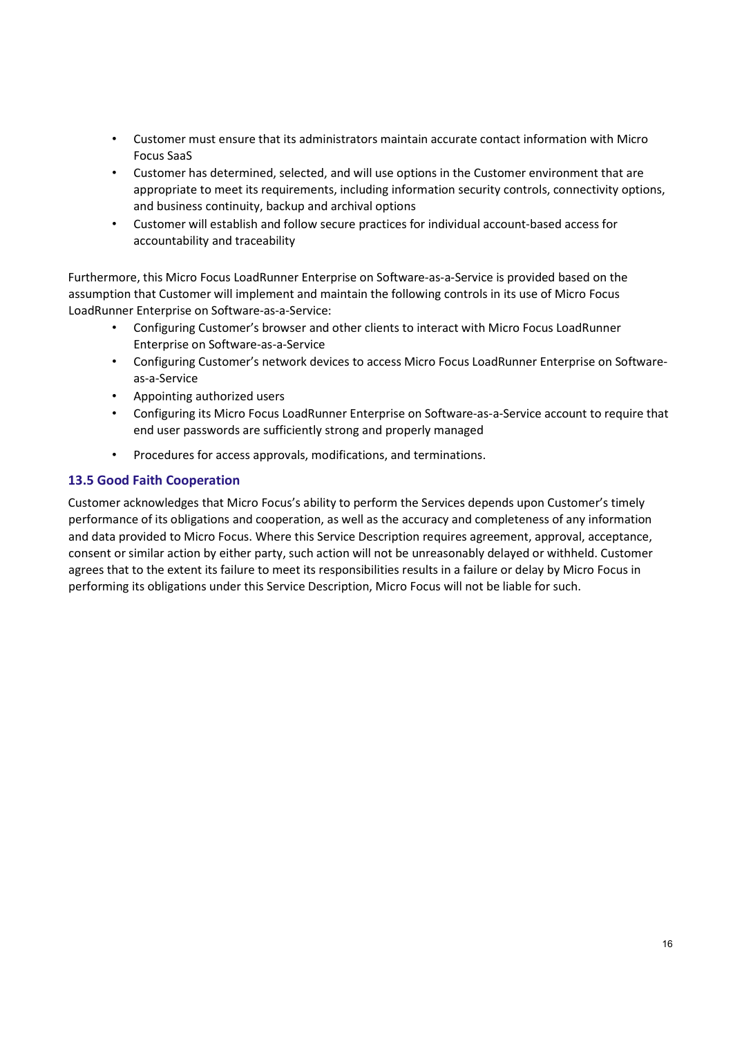- Customer must ensure that its administrators maintain accurate contact information with Micro Focus SaaS
- Customer has determined, selected, and will use options in the Customer environment that are appropriate to meet its requirements, including information security controls, connectivity options, and business continuity, backup and archival options
- Customer will establish and follow secure practices for individual account-based access for accountability and traceability

Furthermore, this Micro Focus LoadRunner Enterprise on Software-as-a-Service is provided based on the assumption that Customer will implement and maintain the following controls in its use of Micro Focus LoadRunner Enterprise on Software-as-a-Service:

- Configuring Customer's browser and other clients to interact with Micro Focus LoadRunner Enterprise on Software-as-a-Service
- Configuring Customer's network devices to access Micro Focus LoadRunner Enterprise on Software-as-a-Service
- Appointing authorized users
- Configuring its Micro Focus LoadRunner Enterprise on Software-as-a-Service account to require that end user passwords are sufficiently strong and properly managed
- Procedures for access approvals, modifications, and terminations.

### 13.5 Good Faith Cooperation

Customer acknowledges that Micro Focus's ability to perform the Services depends upon Customer's timely performance of its obligations and cooperation, as well as the accuracy and completeness of any information and data provided to Micro Focus. Where this Service Description requires agreement, approval, acceptance, consent or similar action by either party, such action will not be unreasonably delayed or withheld. Customer agrees that to the extent its failure to meet its responsibilities results in a failure or delay by Micro Focus in performing its obligations under this Service Description, Micro Focus will not be liable for such.